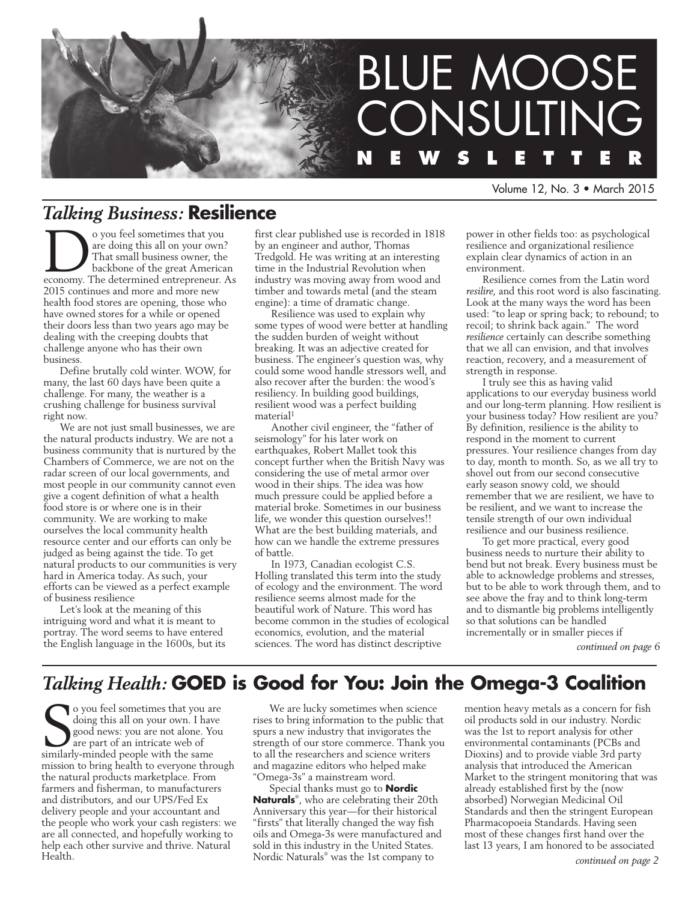# BLUE MOOSE CONSULTING NEWSLETTER

Volume 12, No. 3 • March 2015

## *Talking Business:* Resilience

Do you feel sometimes that you are doing this all on your own? That small business owner, the backbone of the great American economy. The determined entrepreneur. As 2015 continues and more and more new health food stores are opening, those who have owned stores for a while or opened their doors less than two years ago may be dealing with the creeping doubts that challenge anyone who has their own business.

Define brutally cold winter. WOW, for many, the last 60 days have been quite a challenge. For many, the weather is a crushing challenge for business survival right now.

We are not just small businesses, we are the natural products industry. We are not a business community that is nurtured by the Chambers of Commerce, we are not on the radar screen of our local governments, and most people in our community cannot even give a cogent definition of what a health food store is or where one is in their community. We are working to make ourselves the local community health resource center and our efforts can only be judged as being against the tide. To get natural products to our communities is very hard in America today. As such, your efforts can be viewed as a perfect example of business resilience

Let's look at the meaning of this intriguing word and what it is meant to portray. The word seems to have entered the English language in the 1600s, but its first clear published use is recorded in 1818 by an engineer and author, Thomas Tredgold. He was writing at an interesting time in the Industrial Revolution when industry was moving away from wood and timber and towards metal (and the steam engine): a time of dramatic change.

Resilience was used to explain why some types of wood were better at handling the sudden burden of weight without breaking. It was an adjective created for business. The engineer's question was, why could some wood handle stressors well, and also recover after the burden: the wood's resiliency. In building good buildings, resilient wood was a perfect building material[1]

Another civil engineer, the "father of seismology" for his later work on earthquakes, Robert Mallet took this concept further when the British Navy was considering the use of metal armor over wood in their ships. The idea was how much pressure could be applied before a material broke. Sometimes in our business life, we wonder this question ourselves!! What are the best building materials, and how can we handle the extreme pressures of battle.

In 1973, Canadian ecologist C.S. Holling translated this term into the study of ecology and the environment. The word resilience seems almost made for the beautiful work of Nature. This word has become common in the studies of ecological economics, evolution, and the material sciences. The word has distinct descriptive power in other fields too: as psychological resilience and organizational resilience explain clear dynamics of action in an environment.

Resilience comes from the Latin word *resilire*, and this root word is also fascinating. Look at the many ways the word has been used: "to leap or spring back; to rebound; to recoil; to shrink back again." The word *resilience* certainly can describe something that we all can envision, and that involves reaction, recovery, and a measurement of strength in response.

I truly see this as having valid applications to our everyday business world and our long-term planning. How resilient is your business today? How resilient are you? By definition, resilience is the ability to respond in the moment to current pressures. Your resilience changes from day to day, month to month. So, as we all try to shovel out from our second consecutive early season snowy cold, we should remember that we are resilient, we have to be resilient, and we want to increase the tensile strength of our own individual resilience and our business resilience.

To get more practical, every good business needs to nurture their ability to bend but not break. Every business must be able to acknowledge problems and stresses, but to be able to work through them, and to see above the fray and to think long-term and to dismantle big problems intelligently so that solutions can be handled incrementally or in smaller pieces if

*continued on page 6*

## *Talking Health:* GOED is Good for You: Join the Omega-3 Coalition

So you feel sometimes that you are doing this all on your own. I have good news: you are not alone. You are part of an intricate web of similarly-minded people with the same mission to bring health to everyone through the natural products marketplace. From farmers and fisherman, to manufacturers and distributors, and our UPS/Fed Ex delivery people and your accountant and the people who work your cash registers: we are all connected, and hopefully working to help each other survive and thrive. Natural Health.

We are lucky sometimes when science rises to bring information to the public that spurs a new industry that invigorates the strength of our store commerce. Thank you to all the researchers and science writers and magazine editors who helped make "Omega-3s" a mainstream word.

Special thanks must go to **Nordic Naturals®**, who are celebrating their 20th Anniversary this year—for their historical "firsts" that literally changed the way fish oils and Omega-3s were manufactured and sold in this industry in the United States. Nordic Naturals® was the 1st company to mention heavy metals as a concern for fish oil products sold in our industry. Nordic was the 1st to report analysis for other environmental contaminants (PCBs and Dioxins) and to provide viable 3rd party analysis that introduced the American Market to the stringent monitoring that was already established first by the (now absorbed) Norwegian Medicinal Oil Standards and then the stringent European Pharmacopoeia Standards. Having seen most of these changes first hand over the last 13 years, I am honored to be associated

*continued on page 2*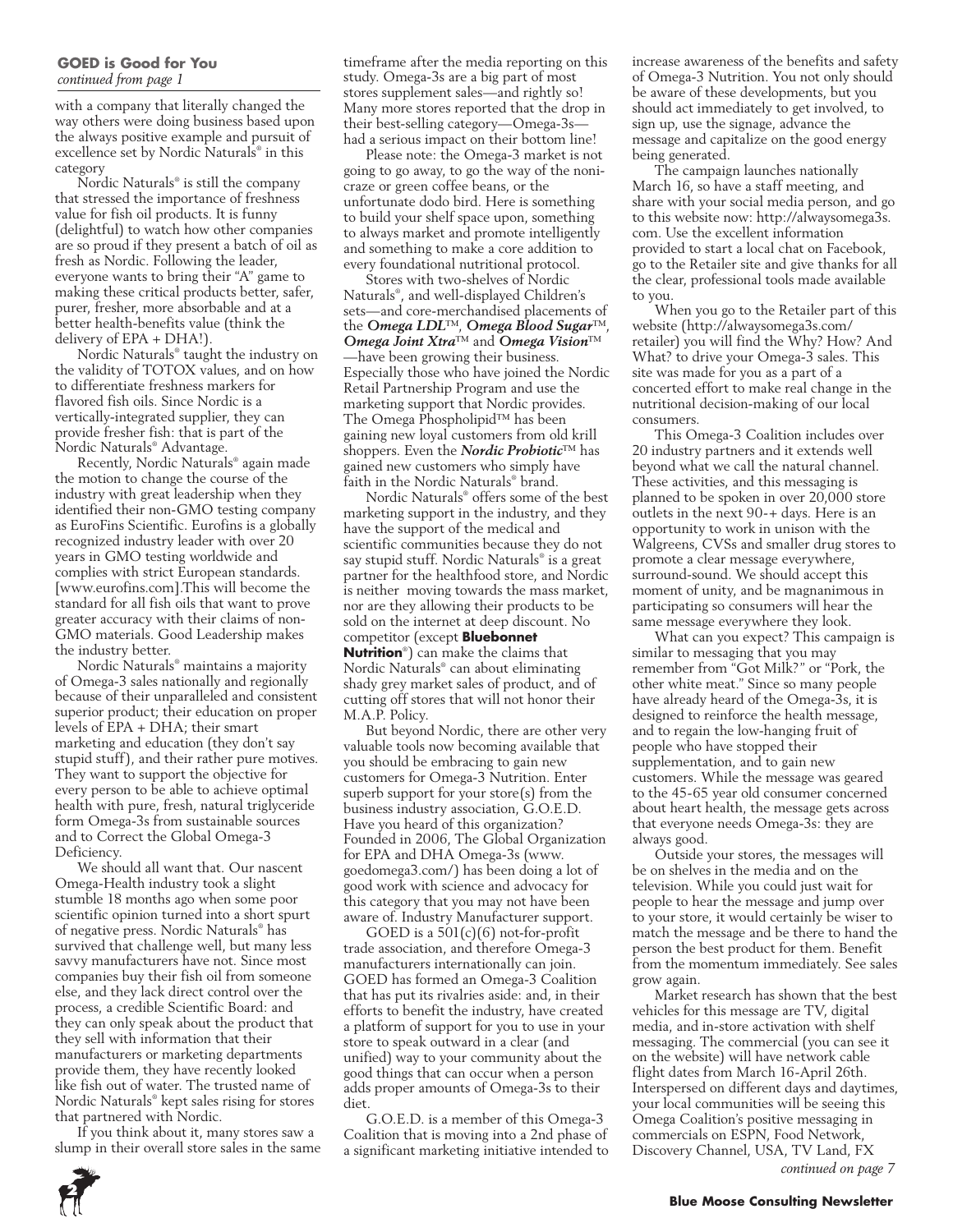**GOED is Good for You**
*continued from page 1*

with a company that literally changed the way others were doing business based upon the always positive example and pursuit of excellence set by Nordic Naturals® in this category

Nordic Naturals® is still the company that stressed the importance of freshness value for fish oil products. It is funny (delightful) to watch how other companies are so proud if they present a batch of oil as fresh as Nordic. Following the leader, everyone wants to bring their "A" game to making these critical products better, safer, purer, fresher, more absorbable and at a better health-benefits value (think the delivery of EPA + DHA!).

Nordic Naturals® taught the industry on the validity of TOTOX values, and on how to differentiate freshness markers for flavored fish oils. Since Nordic is a vertically-integrated supplier, they can provide fresher fish: that is part of the Nordic Naturals® Advantage.

Recently, Nordic Naturals® again made the motion to change the course of the industry with great leadership when they identified their non-GMO testing company as EuroFins Scientific. Eurofins is a globally recognized industry leader with over 20 years in GMO testing worldwide and complies with strict European standards. [www.eurofins.com].This will become the standard for all fish oils that want to prove greater accuracy with their claims of non-GMO materials. Good Leadership makes the industry better.

Nordic Naturals® maintains a majority of Omega-3 sales nationally and regionally because of their unparalleled and consistent superior product; their education on proper levels of EPA + DHA; their smart marketing and education (they don't say stupid stuff), and their rather pure motives. They want to support the objective for every person to be able to achieve optimal health with pure, fresh, natural triglyceride form Omega-3s from sustainable sources and to Correct the Global Omega-3 Deficiency.

We should all want that. Our nascent Omega-Health industry took a slight stumble 18 months ago when some poor scientific opinion turned into a short spurt of negative press. Nordic Naturals® has survived that challenge well, but many less savvy manufacturers have not. Since most companies buy their fish oil from someone else, and they lack direct control over the process, a credible Scientific Board: and they can only speak about the product that they sell with information that their manufacturers or marketing departments provide them, they have recently looked like fish out of water. The trusted name of Nordic Naturals® kept sales rising for stores that partnered with Nordic.

If you think about it, many stores saw a slump in their overall store sales in the same timeframe after the media reporting on this study. Omega-3s are a big part of most stores supplement sales—and rightly so! Many more stores reported that the drop in their best-selling category—Omega-3s—had a serious impact on their bottom line!

Please note: the Omega-3 market is not going to go away, to go the way of the noni-craze or green coffee beans, or the unfortunate dodo bird. Here is something to build your shelf space upon, something to always market and promote intelligently and something to make a core addition to every foundational nutritional protocol.

Stores with two-shelves of Nordic Naturals®, and well-displayed Children's sets—and core-merchandised placements of the ***Omega LDL***™, ***Omega Blood Sugar***™, ***Omega Joint Xtra***™ and ***Omega Vision***™—have been growing their business. Especially those who have joined the Nordic Retail Partnership Program and use the marketing support that Nordic provides. The Omega Phospholipid™ has been gaining new loyal customers from old krill shoppers. Even the ***Nordic Probiotic***™ has gained new customers who simply have faith in the Nordic Naturals® brand.

Nordic Naturals® offers some of the best marketing support in the industry, and they have the support of the medical and scientific communities because they do not say stupid stuff. Nordic Naturals® is a great partner for the healthfood store, and Nordic is neither moving towards the mass market, nor are they allowing their products to be sold on the internet at deep discount. No competitor (except **Bluebonnet Nutrition**®) can make the claims that Nordic Naturals® can about eliminating shady grey market sales of product, and of cutting off stores that will not honor their M.A.P. Policy.

But beyond Nordic, there are other very valuable tools now becoming available that you should be embracing to gain new customers for Omega-3 Nutrition. Enter superb support for your store(s) from the business industry association, G.O.E.D. Have you heard of this organization? Founded in 2006, The Global Organization for EPA and DHA Omega-3s (www.goedomega3.com/) has been doing a lot of good work with science and advocacy for this category that you may not have been aware of. Industry Manufacturer support.

GOED is a 501(c)(6) not-for-profit trade association, and therefore Omega-3 manufacturers internationally can join. GOED has formed an Omega-3 Coalition that has put its rivalries aside: and, in their efforts to benefit the industry, have created a platform of support for you to use in your store to speak outward in a clear (and unified) way to your community about the good things that can occur when a person adds proper amounts of Omega-3s to their diet.

G.O.E.D. is a member of this Omega-3 Coalition that is moving into a 2nd phase of a significant marketing initiative intended to increase awareness of the benefits and safety of Omega-3 Nutrition. You not only should be aware of these developments, but you should act immediately to get involved, to sign up, use the signage, advance the message and capitalize on the good energy being generated.

The campaign launches nationally March 16, so have a staff meeting, and share with your social media person, and go to this website now: http://alwaysomega3s.com. Use the excellent information provided to start a local chat on Facebook, go to the Retailer site and give thanks for all the clear, professional tools made available to you.

When you go to the Retailer part of this website (http://alwaysomega3s.com/retailer) you will find the Why? How? And What? to drive your Omega-3 sales. This site was made for you as a part of a concerted effort to make real change in the nutritional decision-making of our local consumers.

This Omega-3 Coalition includes over 20 industry partners and it extends well beyond what we call the natural channel. These activities, and this messaging is planned to be spoken in over 20,000 store outlets in the next 90-+ days. Here is an opportunity to work in unison with the Walgreens, CVSs and smaller drug stores to promote a clear message everywhere, surround-sound. We should accept this moment of unity, and be magnanimous in participating so consumers will hear the same message everywhere they look.

What can you expect? This campaign is similar to messaging that you may remember from "Got Milk?" or "Pork, the other white meat." Since so many people have already heard of the Omega-3s, it is designed to reinforce the health message, and to regain the low-hanging fruit of people who have stopped their supplementation, and to gain new customers. While the message was geared to the 45-65 year old consumer concerned about heart health, the message gets across that everyone needs Omega-3s: they are always good.

Outside your stores, the messages will be on shelves in the media and on the television. While you could just wait for people to hear the message and jump over to your store, it would certainly be wiser to match the message and be there to hand the person the best product for them. Benefit from the momentum immediately. See sales grow again.

Market research has shown that the best vehicles for this message are TV, digital media, and in-store activation with shelf messaging. The commercial (you can see it on the website) will have network cable flight dates from March 16-April 26th. Interspersed on different days and daytimes, your local communities will be seeing this Omega Coalition's positive messaging in commercials on ESPN, Food Network, Discovery Channel, USA, TV Land, FX

*continued on page 7*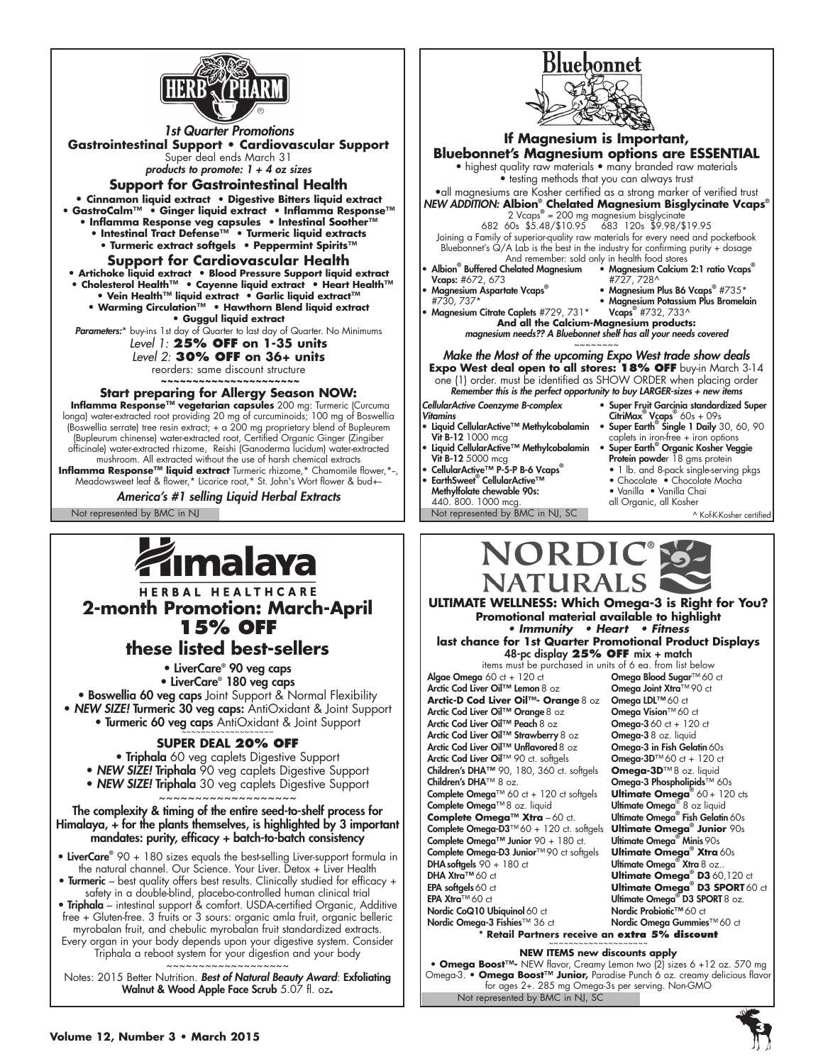# HERB PHARM

*1st Quarter Promotions*

**Gastrointestinal Support • Cardiovascular Support**

Super deal ends March 31

***products to promote: 1 + 4 oz sizes***

## Support for Gastrointestinal Health

**• Cinnamon liquid extract • Digestive Bitters liquid extract • GastroCalm™ • Ginger liquid extract • Inflamma Response™ • Inflamma Response veg capsules • Intestinal Soother™ • Intestinal Tract Defense™ • Turmeric liquid extracts • Turmeric extract softgels • Peppermint Spirits™**

## Support for Cardiovascular Health

**• Artichoke liquid extract • Blood Pressure Support liquid extract • Cholesterol Health™ • Cayenne liquid extract • Heart Health™ • Vein Health™ liquid extract • Garlic liquid extract™ • Warming Circulation™ • Hawthorn Blend liquid extract • Guggul liquid extract**

*Parameters:** buy-ins 1st day of Quarter to last day of Quarter. No Minimums

*Level 1:* **25% OFF on 1-35 units**

*Level 2:* **30% OFF on 36+ units**

reorders: same discount structure

~~~~~~~~~~~~~~~~~~~~~~

**Start preparing for Allergy Season NOW:**

**Inflamma Response™ vegetarian capsules** 200 mg: Turmeric (Curcuma longa) water-extracted root providing 20 mg of curcuminoids; 100 mg of Boswellia (Boswellia serrate) tree resin extract; + a 200 mg proprietary blend of Bupleurem (Bupleurum chinense) water-extracted root, Certified Organic Ginger (Zingiber officinale) water-extracted rhizome, Reishi (Ganoderma lucidum) water-extracted mushroom. All extracted without the use of harsh chemical extracts

**Inflamma Response™ liquid extract** Turmeric rhizome,* Chamomile flower,*–, Meadowsweet leaf & flower,* Licorice root,* St. John's Wort flower & bud+–

*America's #1 selling Liquid Herbal Extracts*

Not represented by BMC in NJ

---

# Bluebonnet

## If Magnesium is Important, Bluebonnet's Magnesium options are ESSENTIAL

• highest quality raw materials • many branded raw materials • testing methods that you can always trust

•all magnesiums are Kosher certified as a strong marker of verified trust

***NEW ADDITION:* Albion® Chelated Magnesium Bisglycinate Vcaps®**

2 Vcaps® = 200 mg magnesium bisglycinate

682 60s $5.48/$10.95 683 120s $9.98/$19.95

Joining a Family of superior-quality raw materials for every need and pocketbook

Bluebonnet's Q/A Lab is the best in the industry for confirming purity + dosage

And remember: sold only in health food stores

- **Albion® Buffered Chelated Magnesium Vcaps:** #672, 673
- **Magnesium Aspartate Vcaps®** #730, 737*
- **Magnesium Citrate Caplets** #729, 731*
- **Magnesium Calcium 2:1 ratio Vcaps®** #727, 728^
- **Magnesium Plus B6 Vcaps®** #735*
- **Magnesium Potassium Plus Bromelain Vcaps®** #732, 733^

**And all the Calcium-Magnesium products:**

***magnesium needs?? A Bluebonnet shelf has all your needs covered***

~~~~~~~~

*Make the Most of the upcoming Expo West trade show deals*

**Expo West deal open to all stores: 18% OFF** buy-in March 3-14

one (1) order. must be identified as SHOW ORDER when placing order

***Remember this is the perfect opportunity to buy LARGER-sizes + new items***

***CellularActive Coenzyme B-complex Vitamins***

- **Liquid CellularActive™ Methylcobalamin Vit B-12** 1000 mcg
- **Liquid CellularActive™ Methylcobalamin Vit B-12** 5000 mcg
- **CellularActive™ P-5-P B-6 Vcaps®**
- **EarthSweet® CellularActive™ Methylfolate chewable 90s:** 440. 800. 1000 mcg.
- **Super Fruit Garcinia standardized Super CitriMax® Vcaps®** 60s + 09s
- **Super Earth® Single 1 Daily** 30, 60, 90 caplets in iron-free + iron options
- **Super Earth® Organic Kosher Veggie Protein powder** 18 gms protein
  - 1 lb. and 8-pack single-serving pkgs
  - Chocolate • Chocolate Mocha
  - Vanilla • Vanilla Chai

  all Organic, all Kosher

Not represented by BMC in NJ, SC

^ Kof-K-Kosher certified

---

# Himalaya

HERBAL HEALTHCARE

## 2-month Promotion: March-April

## 15% OFF

## these listed best-sellers

• **LiverCare® 90 veg caps**

• **LiverCare® 180 veg caps**

• **Boswellia 60 veg caps** Joint Support & Normal Flexibility

• ***NEW SIZE!* Turmeric 30 veg caps:** AntiOxidant & Joint Support

• **Turmeric 60 veg caps** AntiOxidant & Joint Support

~~~~~~~~~~~~~~~~~~~

**SUPER DEAL 20% OFF**

• **Triphala** 60 veg caplets Digestive Support

• ***NEW SIZE!* Triphala** 90 veg caplets Digestive Support

• ***NEW SIZE!* Triphala** 30 veg caplets Digestive Support

~~~~~~~~~~~~~~~~~~~

**The complexity & timing of the entire seed-to-shelf process for Himalaya, + for the plants themselves, is highlighted by 3 important mandates: purity, efficacy + batch-to-batch consistency**

• **LiverCare®** 90 + 180 sizes equals the best-selling Liver-support formula in the natural channel. Our Science. Your Liver. Detox + Liver Health

• **Turmeric** – best quality offers best results. Clinically studied for efficacy + safety in a double-blind, placebo-controlled human clinical trial

• **Triphala** – intestinal support & comfort. USDA-certified Organic, Additive free + Gluten-free. 3 fruits or 3 sours: organic amla fruit, organic belleric myrobalan fruit, and chebulic myrobalan fruit standardized extracts. Every organ in your body depends upon your digestive system. Consider Triphala a reboot system for your digestion and your body

~~~~~~~~~~~~~~~~~~~

Notes: 2015 Better Nutrition. ***Best of Natural Beauty Award*: Exfoliating Walnut & Wood Apple Face Scrub** 5.07 fl. oz**.**

---

# NORDIC NATURALS

**ULTIMATE WELLNESS: Which Omega-3 is Right for You?**

**Promotional material available to highlight**

***• Immunity • Heart • Fitness***

**last chance for 1st Quarter Promotional Product Displays**

**48-pc display 25% OFF mix + match**

items must be purchased in units of 6 ea. from list below

**Algae Omega** 60 ct + 120 ct
**Arctic Cod Liver Oil™ Lemon** 8 oz
**Arctic-D Cod Liver Oil™- Orange** 8 oz
**Arctic Cod Liver Oil™ Orange** 8 oz
**Arctic Cod Liver Oil™ Peach** 8 oz
**Arctic Cod Liver Oil™ Strawberry** 8 oz
**Arctic Cod Liver Oil™ Unflavored** 8 oz
**Arctic Cod Liver Oil™** 90 ct. softgels
**Children's DHA™** 90, 180, 360 ct. softgels
**Children's DHA™** 8 oz.
**Complete Omega™** 60 ct + 120 ct softgels
**Complete Omega™** 8 oz. liquid
**Complete Omega™ Xtra** – 60 ct.
**Complete Omega-D3™** 60 + 120 ct. softgels
**Complete Omega™ Junior** 90 + 180 ct.
**Complete Omega-D3 Junior™** 90 ct softgels
**DHA softgels** 90 + 180 ct
**DHA Xtra™** 60 ct
**EPA softgels** 60 ct
**EPA Xtra™** 60 ct
**Nordic CoQ10 Ubiquinol** 60 ct
**Nordic Omega-3 Fishies™** 36 ct
**Omega Blood Sugar™** 60 ct
**Omega Joint Xtra™** 90 ct
**Omega LDL™** 60 ct
**Omega Vision™** 60 ct
**Omega-3** 60 ct + 120 ct
**Omega-3** 8 oz. liquid
**Omega-3 in Fish Gelatin** 60s
**Omega-3D™** 60 ct + 120 ct
**Omega-3D™** 8 oz. liquid
**Omega-3 Phospholipids™** 60s
**Ultimate Omega®** 60 + 120 cts
**Ultimate Omega®** 8 oz liquid
**Ultimate Omega® Fish Gelatin** 60s
**Ultimate Omega® Junior** 90s
**Ultimate Omega® Minis** 90s
**Ultimate Omega® Xtra** 60s
**Ultimate Omega® Xtra** 8 oz..
**Ultimate Omega® D3** 60,120 ct
**Ultimate Omega® D3 SPORT** 60 ct
**Ultimate Omega® D3 SPORT** 8 oz.
**Nordic Probiotic™** 60 ct
**Nordic Omega Gummies™** 60 ct

**\* Retail Partners receive an extra 5% discount**

~~~~~~~~~~~~~~~~~~~

**NEW ITEMS new discounts apply**

• **Omega Boost™-** NEW flavor, Creamy Lemon two (2) sizes 6 +12 oz. 570 mg Omega-3. • **Omega Boost™ Junior,** Paradise Punch 6 oz. creamy delicious flavor for ages 2+. 285 mg Omega-3s per serving. Non-GMO

Not represented by BMC in NJ, SC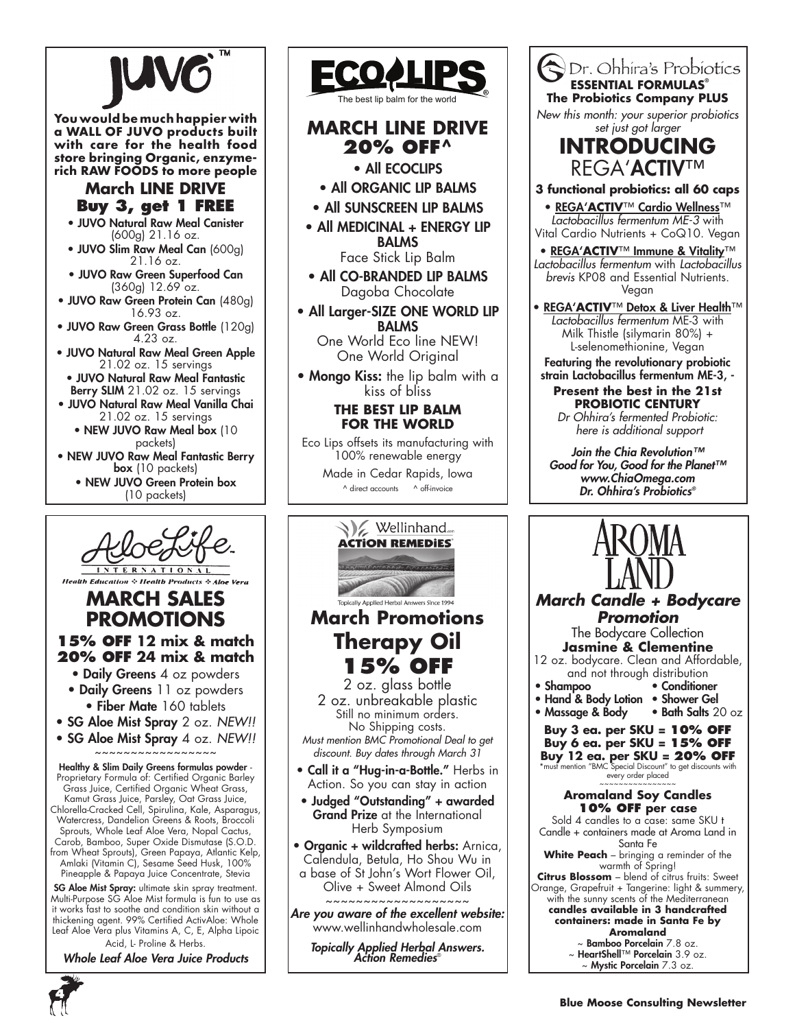# JUVO™

**You would be much happier with a WALL OF JUVO products built with care for the health food store bringing Organic, enzyme-rich RAW FOODS to more people**

## March LINE DRIVE

**Buy 3, get 1 FREE**

- JUVO Natural Raw Meal Canister (600g) 21.16 oz.
- JUVO Slim Raw Meal Can (600g) 21.16 oz.
- JUVO Raw Green Superfood Can (360g) 12.69 oz.
- JUVO Raw Green Protein Can (480g) 16.93 oz.
- JUVO Raw Green Grass Bottle (120g) 4.23 oz.
- JUVO Natural Raw Meal Green Apple 21.02 oz. 15 servings
- JUVO Natural Raw Meal Fantastic Berry SLIM 21.02 oz. 15 servings
- JUVO Natural Raw Meal Vanilla Chai 21.02 oz. 15 servings
- NEW JUVO Raw Meal box (10 packets)
- NEW JUVO Raw Meal Fantastic Berry box (10 packets)
- NEW JUVO Green Protein box (10 packets)

# ECOLIPS®

The best lip balm for the world

## MARCH LINE DRIVE 20% OFF^

- All ECOCLIPS
- All ORGANIC LIP BALMS
- All SUNSCREEN LIP BALMS
- All MEDICINAL + ENERGY LIP BALMS
  Face Stick Lip Balm
- All CO-BRANDED LIP BALMS
  Dagoba Chocolate
- All Larger-SIZE ONE WORLD LIP BALMS
  One World Eco line NEW!
  One World Original
- Mongo Kiss: the lip balm with a kiss of bliss

**THE BEST LIP BALM FOR THE WORLD**

Eco Lips offsets its manufacturing with 100% renewable energy

Made in Cedar Rapids, Iowa

^ direct accounts ^ off-invoice

# Dr. Ohhira's Probiotics

**ESSENTIAL FORMULAS®**
**The Probiotics Company PLUS**

*New this month: your superior probiotics set just got larger*

## INTRODUCING REGA'ACTIV™

**3 functional probiotics: all 60 caps**

- REGA'**ACTIV**™ Cardio Wellness™
  *Lactobacillus fermentum ME-3* with Vital Cardio Nutrients + CoQ10. Vegan
- REGA'**ACTIV**™ Immune & Vitality™
  *Lactobacillus fermentum* with *Lactobacillus brevis* KP08 and Essential Nutrients. Vegan
- REGA'**ACTIV**™ Detox & Liver Health™
  *Lactobacillus fermentum* ME-3 with Milk Thistle (silymarin 80%) + L-selenomethionine, Vegan

Featuring the revolutionary probiotic strain Lactobacillus fermentum ME-3, -

**Present the best in the 21st PROBIOTIC CENTURY**

*Dr Ohhira's fermented Probiotic: here is additional support*

***Join the Chia Revolution™***
***Good for You, Good for the Planet™***
***www.ChiaOmega.com***
***Dr. Ohhira's Probiotics®***

# AloeLife INTERNATIONAL

*Health Education ❖ Health Products ❖ Aloe Vera*

## MARCH SALES PROMOTIONS

**15% OFF 12 mix & match**
**20% OFF 24 mix & match**

- Daily Greens 4 oz powders
- Daily Greens 11 oz powders
- Fiber Mate 160 tablets
- SG Aloe Mist Spray 2 oz. *NEW!!*
- SG Aloe Mist Spray 4 oz. *NEW!!*

~~~~~~~~~~~~~~~~~

**Healthy & Slim Daily Greens formulas powder** - Proprietary Formula of: Certified Organic Barley Grass Juice, Certified Organic Wheat Grass, Kamut Grass Juice, Parsley, Oat Grass Juice, Chlorella-Cracked Cell, Spirulina, Kale, Asparagus, Watercress, Dandelion Greens & Roots, Broccoli Sprouts, Whole Leaf Aloe Vera, Nopal Cactus, Carob, Bamboo, Super Oxide Dismutase (S.O.D. from Wheat Sprouts), Green Papaya, Atlantic Kelp, Amlaki (Vitamin C), Sesame Seed Husk, 100% Pineapple & Papaya Juice Concentrate, Stevia

**SG Aloe Mist Spray:** ultimate skin spray treatment. Multi-Purpose SG Aloe Mist formula is fun to use as it works fast to soothe and condition skin without a thickening agent. 99% Certified ActivAloe: Whole Leaf Aloe Vera plus Vitamins A, C, E, Alpha Lipoic Acid, L- Proline & Herbs.

***Whole Leaf Aloe Vera Juice Products***

# Wellinhand ACTION REMEDIES®

Topically Applied Herbal Answers Since 1994

## March Promotions

## Therapy Oil 15% OFF

2 oz. glass bottle
2 oz. unbreakable plastic
Still no minimum orders.
No Shipping costs.

*Must mention BMC Promotional Deal to get discount. Buy dates through March 31*

- Call it a "Hug-in-a-Bottle." Herbs in Action. So you can stay in action
- Judged "Outstanding" + awarded Grand Prize at the International Herb Symposium
- Organic + wildcrafted herbs: Arnica, Calendula, Betula, Ho Shou Wu in a base of St John's Wort Flower Oil, Olive + Sweet Almond Oils

~~~~~~~~~~~~~~~~~~~

*Are you aware of the excellent website:*
www.wellinhandwholesale.com

***Topically Applied Herbal Answers. Action Remedies®***

# AROMA LAND

## *March Candle + Bodycare Promotion*

The Bodycare Collection
**Jasmine & Clementine**
12 oz. bodycare. Clean and Affordable, and not through distribution

- Shampoo
- Conditioner
- Hand & Body Lotion
- Shower Gel
- Massage & Body
- Bath Salts 20 oz

**Buy 3 ea. per SKU = 10% OFF**
**Buy 6 ea. per SKU = 15% OFF**
**Buy 12 ea. per SKU = 20% OFF**

*must mention "BMC Special Discount" to get discounts with every order placed

~~~~~~~~~~~~~~~

**Aromaland Soy Candles**
**10% OFF per case**

Sold 4 candles to a case: same SKU t
Candle + containers made at Aroma Land in Santa Fe

**White Peach** – bringing a reminder of the warmth of Spring!

**Citrus Blossom** – blend of citrus fruits: Sweet Orange, Grapefruit + Tangerine: light & summery, with the sunny scents of the Mediterranean

**candles available in 3 handcrafted containers: made in Santa Fe by Aromaland**

~ Bamboo Porcelain 7.8 oz.
~ HeartShell™ Porcelain 3.9 oz.
~ Mystic Porcelain 7.3 oz.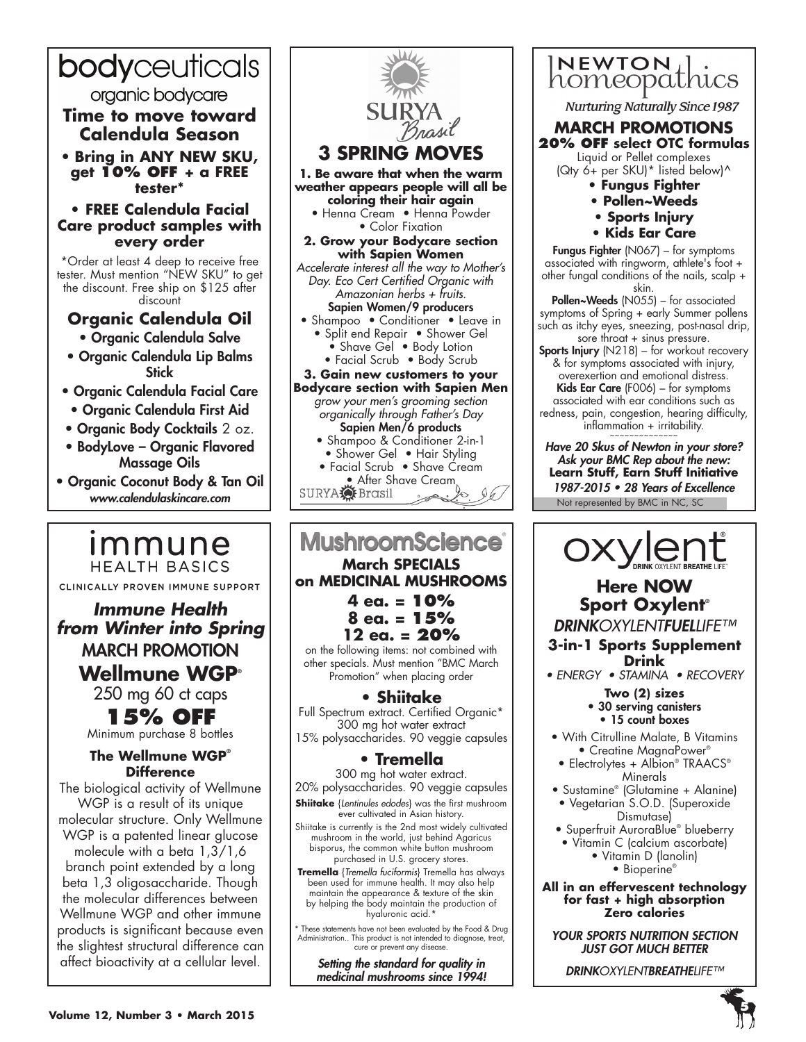# bodyceuticals

organic bodycare

## Time to move toward Calendula Season

- **Bring in ANY NEW SKU, get 10% OFF + a FREE tester***
- **FREE Calendula Facial Care product samples with every order**

*Order at least 4 deep to receive free tester. Must mention "NEW SKU" to get the discount. Free ship on $125 after discount

### Organic Calendula Oil

- Organic Calendula Salve
- Organic Calendula Lip Balms Stick
- Organic Calendula Facial Care
- Organic Calendula First Aid
- Organic Body Cocktails 2 oz.
- BodyLove – Organic Flavored Massage Oils
- Organic Coconut Body & Tan Oil

*www.calendulaskincare.com*

# SURYA Brasil

## 3 SPRING MOVES

**1. Be aware that when the warm weather appears people will all be coloring their hair again**

- Henna Cream
- Henna Powder
- Color Fixation

**2. Grow your Bodycare section with Sapien Women**

*Accelerate interest all the way to Mother's Day. Eco Cert Certified Organic with Amazonian herbs + fruits.*

**Sapien Women/9 producers**

- Shampoo
- Conditioner
- Leave in
- Split end Repair
- Shower Gel
- Shave Gel
- Body Lotion
- Facial Scrub
- Body Scrub

**3. Gain new customers to your Bodycare section with Sapien Men**

*grow your men's grooming section organically through Father's Day*

**Sapien Men/6 products**

- Shampoo & Conditioner 2-in-1
- Shower Gel
- Hair Styling
- Facial Scrub
- Shave Cream
- After Shave Cream

SURYA Brasil

# NEWTON homeopathics

*Nurturing Naturally Since 1987*

## MARCH PROMOTIONS

**20% OFF select OTC formulas**

Liquid or Pellet complexes (Qty 6+ per SKU)* listed below)^

- **Fungus Fighter**
- **Pollen~Weeds**
- **Sports Injury**
- **Kids Ear Care**

**Fungus Fighter** (N067) – for symptoms associated with ringworm, athlete's foot + other fungal conditions of the nails, scalp + skin.

**Pollen~Weeds** (N055) – for associated symptoms of Spring + early Summer pollens such as itchy eyes, sneezing, post-nasal drip, sore throat + sinus pressure.

**Sports Injury** (N218) – for workout recovery & for symptoms associated with injury, overexertion and emotional distress.

**Kids Ear Care** (F006) – for symptoms associated with ear conditions such as redness, pain, congestion, hearing difficulty, inflammation + irritability.

~~~~~~~~~~~~~~~

***Have 20 Skus of Newton in your store? Ask your BMC Rep about the new:***

**Learn Stuff, Earn Stuff Initiative**

***1987-2015 • 28 Years of Excellence***

Not represented by BMC in NC, SC

# immune HEALTH BASICS

CLINICALLY PROVEN IMMUNE SUPPORT

## *Immune Health from Winter into Spring*

MARCH PROMOTION

**Wellmune WGP®**

250 mg 60 ct caps

**15% OFF**

Minimum purchase 8 bottles

### The Wellmune WGP® Difference

The biological activity of Wellmune WGP is a result of its unique molecular structure. Only Wellmune WGP is a patented linear glucose molecule with a beta 1,3/1,6 branch point extended by a long beta 1,3 oligosaccharide. Though the molecular differences between Wellmune WGP and other immune products is significant because even the slightest structural difference can affect bioactivity at a cellular level.

# MushroomScience®

## March SPECIALS on MEDICINAL MUSHROOMS

**4 ea. = 10%**
**8 ea. = 15%**
**12 ea. = 20%**

on the following items: not combined with other specials. Must mention "BMC March Promotion" when placing order

### • Shiitake

Full Spectrum extract. Certified Organic* 300 mg hot water extract 15% polysaccharides. 90 veggie capsules

### • Tremella

300 mg hot water extract. 20% polysaccharides. 90 veggie capsules

**Shiitake** (*Lentinules edodes*) was the first mushroom ever cultivated in Asian history.

Shiitake is currently is the 2nd most widely cultivated mushroom in the world, just behind Agaricus bisporus, the common white button mushroom purchased in U.S. grocery stores.

**Tremella** (*Tremella fuciformis*) Tremella has always been used for immune health. It may also help maintain the appearance & texture of the skin by helping the body maintain the production of hyaluronic acid.*

* These statements have not been evaluated by the Food & Drug Administration.. This product is not intended to diagnose, treat, cure or prevent any disease.

***Setting the standard for quality in medicinal mushrooms since 1994!***

# oxylent®

DRINK OXYLENT BREATHE LIFE®

## Here NOW Sport Oxylent®

*DRINKOXYLENTFUELLIFE™*

**3-in-1 Sports Supplement Drink**

*• ENERGY • STAMINA • RECOVERY*

**Two (2) sizes**

- 30 serving canisters
- 15 count boxes

- With Citrulline Malate, B Vitamins
- Creatine MagnaPower®
- Electrolytes + Albion® TRAACS® Minerals
- Sustamine® (Glutamine + Alanine)
- Vegetarian S.O.D. (Superoxide Dismutase)
- Superfruit AuroraBlue® blueberry
- Vitamin C (calcium ascorbate)
- Vitamin D (lanolin)
- Bioperine®

**All in an effervescent technology for fast + high absorption Zero calories**

***YOUR SPORTS NUTRITION SECTION JUST GOT MUCH BETTER***

*DRINKOXYLENTBREATHELIFE™*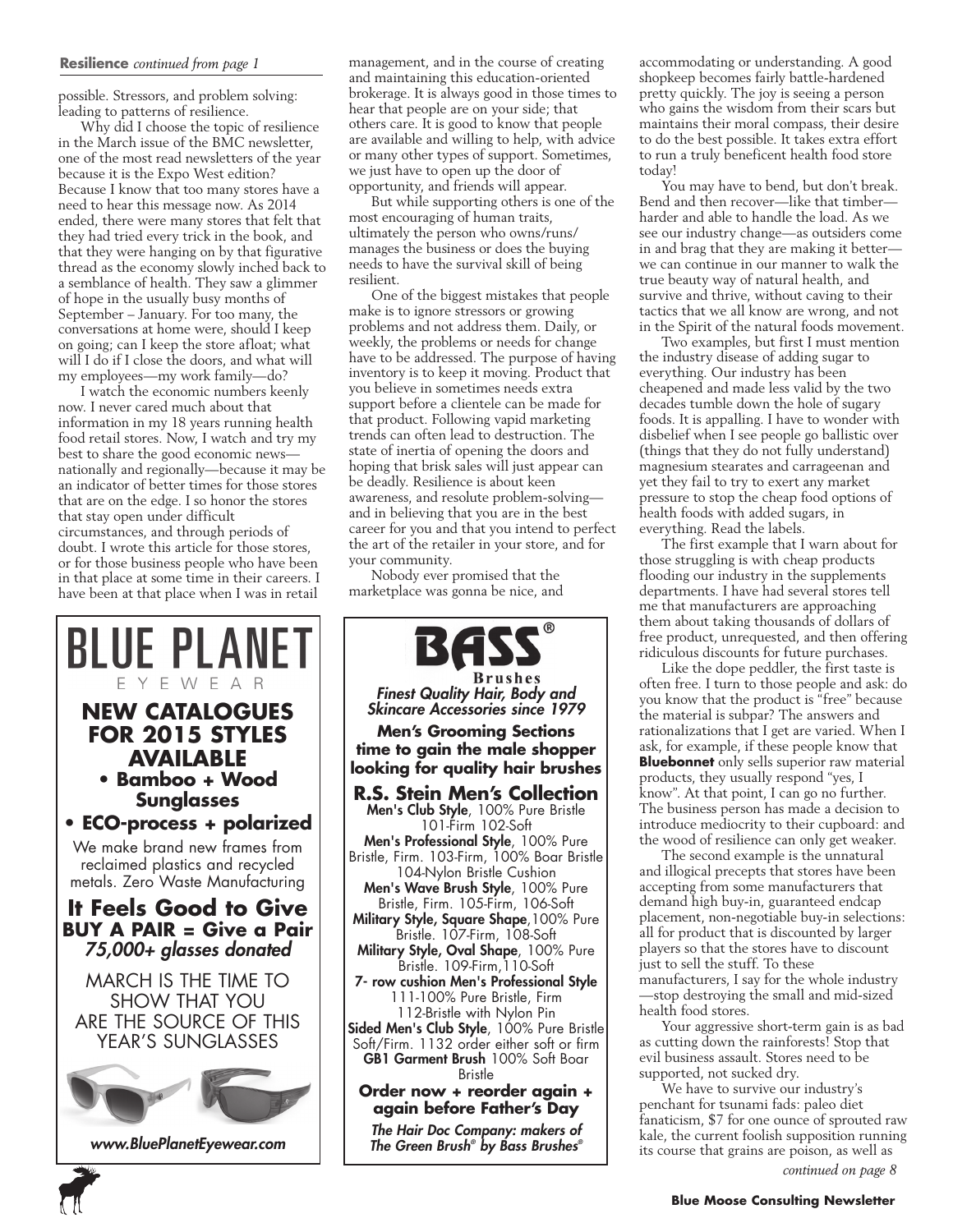**Resilience** *continued from page 1*

possible. Stressors, and problem solving: leading to patterns of resilience.

Why did I choose the topic of resilience in the March issue of the BMC newsletter, one of the most read newsletters of the year because it is the Expo West edition? Because I know that too many stores have a need to hear this message now. As 2014 ended, there were many stores that felt that they had tried every trick in the book, and that they were hanging on by that figurative thread as the economy slowly inched back to a semblance of health. They saw a glimmer of hope in the usually busy months of September – January. For too many, the conversations at home were, should I keep on going; can I keep the store afloat; what will I do if I close the doors, and what will my employees—my work family—do?

I watch the economic numbers keenly now. I never cared much about that information in my 18 years running health food retail stores. Now, I watch and try my best to share the good economic news—nationally and regionally—because it may be an indicator of better times for those stores that are on the edge. I so honor the stores that stay open under difficult circumstances, and through periods of doubt. I wrote this article for those stores, or for those business people who have been in that place at some time in their careers. I have been at that place when I was in retail management, and in the course of creating and maintaining this education-oriented brokerage. It is always good in those times to hear that people are on your side; that others care. It is good to know that people are available and willing to help, with advice or many other types of support. Sometimes, we just have to open up the door of opportunity, and friends will appear.

But while supporting others is one of the most encouraging of human traits, ultimately the person who owns/runs/manages the business or does the buying needs to have the survival skill of being resilient.

One of the biggest mistakes that people make is to ignore stressors or growing problems and not address them. Daily, or weekly, the problems or needs for change have to be addressed. The purpose of having inventory is to keep it moving. Product that you believe in sometimes needs extra support before a clientele can be made for that product. Following vapid marketing trends can often lead to destruction. The state of inertia of opening the doors and hoping that brisk sales will just appear can be deadly. Resilience is about keen awareness, and resolute problem-solving—and in believing that you are in the best career for you and that you intend to perfect the art of the retailer in your store, and for your community.

Nobody ever promised that the marketplace was gonna be nice, and accommodating or understanding. A good shopkeep becomes fairly battle-hardened pretty quickly. The joy is seeing a person who gains the wisdom from their scars but maintains their moral compass, their desire to do the best possible. It takes extra effort to run a truly beneficent health food store today!

You may have to bend, but don't break. Bend and then recover—like that timber—harder and able to handle the load. As we see our industry change—as outsiders come in and brag that they are making it better—we can continue in our manner to walk the true beauty way of natural health, and survive and thrive, without caving to their tactics that we all know are wrong, and not in the Spirit of the natural foods movement.

Two examples, but first I must mention the industry disease of adding sugar to everything. Our industry has been cheapened and made less valid by the two decades tumble down the hole of sugary foods. It is appalling. I have to wonder with disbelief when I see people go ballistic over (things that they do not fully understand) magnesium stearates and carrageenan and yet they fail to try to exert any market pressure to stop the cheap food options of health foods with added sugars, in everything. Read the labels.

The first example that I warn about for those struggling is with cheap products flooding our industry in the supplements departments. I have had several stores tell me that manufacturers are approaching them about taking thousands of dollars of free product, unrequested, and then offering ridiculous discounts for future purchases.

Like the dope peddler, the first taste is often free. I turn to those people and ask: do you know that the product is "free" because the material is subpar? The answers and rationalizations that I get are varied. When I ask, for example, if these people know that **Bluebonnet** only sells superior raw material products, they usually respond "yes, I know". At that point, I can go no further. The business person has made a decision to introduce mediocrity to their cupboard: and the wood of resilience can only get weaker.

The second example is the unnatural and illogical precepts that stores have been accepting from some manufacturers that demand high buy-in, guaranteed endcap placement, non-negotiable buy-in selections: all for product that is discounted by larger players so that the stores have to discount just to sell the stuff. To these manufacturers, I say for the whole industry—stop destroying the small and mid-sized health food stores.

Your aggressive short-term gain is as bad as cutting down the rainforests! Stop that evil business assault. Stores need to be supported, not sucked dry.

We have to survive our industry's penchant for tsunami fads: paleo diet fanaticism, $7 for one ounce of sprouted raw kale, the current foolish supposition running its course that grains are poison, as well as

*continued on page 8*

---

# BLUE PLANET
EYEWEAR

## NEW CATALOGUES FOR 2015 STYLES AVAILABLE

- **Bamboo + Wood Sunglasses**
- **ECO-process + polarized**

We make brand new frames from reclaimed plastics and recycled metals. Zero Waste Manufacturing

**It Feels Good to Give**
**BUY A PAIR = Give a Pair**
***75,000+ glasses donated***

MARCH IS THE TIME TO SHOW THAT YOU ARE THE SOURCE OF THIS YEAR'S SUNGLASSES

***www.BluePlanetEyewear.com***

---

# BASS®
**Brushes**

***Finest Quality Hair, Body and Skincare Accessories since 1979***

**Men's Grooming Sections time to gain the male shopper looking for quality hair brushes**

**R.S. Stein Men's Collection**

**Men's Club Style**, 100% Pure Bristle 101-Firm 102-Soft

**Men's Professional Style**, 100% Pure Bristle, Firm. 103-Firm, 100% Boar Bristle 104-Nylon Bristle Cushion

**Men's Wave Brush Style**, 100% Pure Bristle, Firm. 105-Firm, 106-Soft

**Military Style, Square Shape**, 100% Pure Bristle. 107-Firm, 108-Soft

**Military Style, Oval Shape**, 100% Pure Bristle. 109-Firm, 110-Soft

**7- row cushion Men's Professional Style** 111-100% Pure Bristle, Firm 112-Bristle with Nylon Pin

**Sided Men's Club Style**, 100% Pure Bristle Soft/Firm. 1132 order either soft or firm

**GB1 Garment Brush** 100% Soft Boar Bristle

**Order now + reorder again + again before Father's Day**

***The Hair Doc Company: makers of The Green Brush® by Bass Brushes®***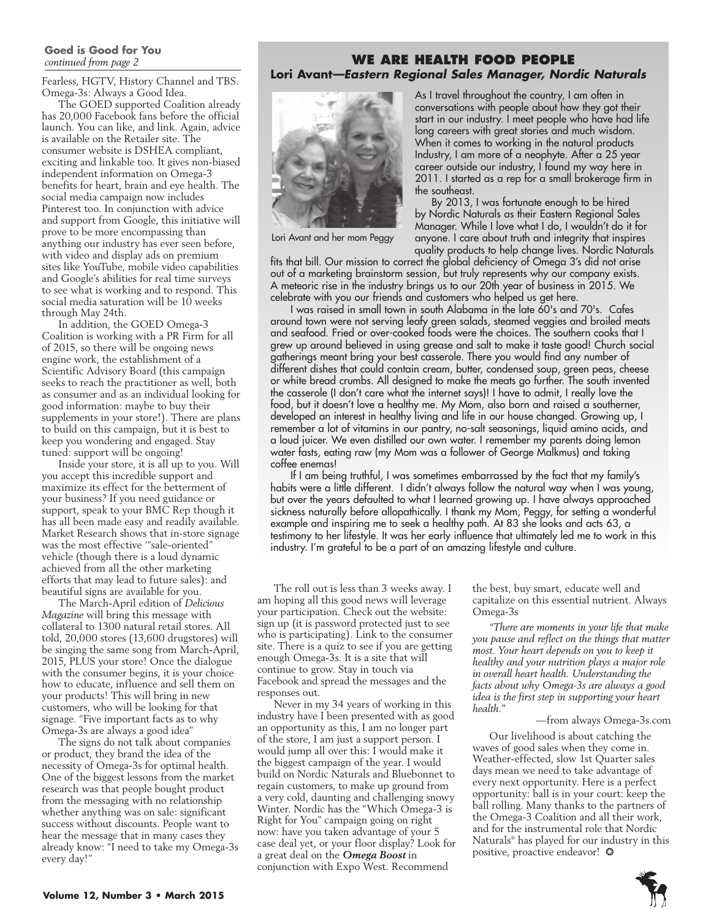**Goed is Good for You**
*continued from page 2*

Fearless, HGTV, History Channel and TBS. Omega-3s: Always a Good Idea.

The GOED supported Coalition already has 20,000 Facebook fans before the official launch. You can like, and link. Again, advice is available on the Retailer site. The consumer website is DSHEA compliant, exciting and linkable too. It gives non-biased independent information on Omega-3 benefits for heart, brain and eye health. The social media campaign now includes Pinterest too. In conjunction with advice and support from Google, this initiative will prove to be more encompassing than anything our industry has ever seen before, with video and display ads on premium sites like YouTube, mobile video capabilities and Google's abilities for real time surveys to see what is working and to respond. This social media saturation will be 10 weeks through May 24th.

In addition, the GOED Omega-3 Coalition is working with a PR Firm for all of 2015, so there will be ongoing news engine work, the establishment of a Scientific Advisory Board (this campaign seeks to reach the practitioner as well, both as consumer and as an individual looking for good information: maybe to buy their supplements in your store!). There are plans to build on this campaign, but it is best to keep you wondering and engaged. Stay tuned: support will be ongoing!

Inside your store, it is all up to you. Will you accept this incredible support and maximize its effect for the betterment of your business? If you need guidance or support, speak to your BMC Rep though it has all been made easy and readily available. Market Research shows that in-store signage was the most effective '"sale-oriented" vehicle (though there is a loud dynamic achieved from all the other marketing efforts that may lead to future sales): and beautiful signs are available for you.

The March-April edition of *Delicious Magazine* will bring this message with collateral to 1300 natural retail stores. All told, 20,000 stores (13,600 drugstores) will be singing the same song from March-April, 2015, PLUS your store! Once the dialogue with the consumer begins, it is your choice how to educate, influence and sell them on your products! This will bring in new customers, who will be looking for that signage. "Five important facts as to why Omega-3s are always a good idea"

The signs do not talk about companies or product, they brand the idea of the necessity of Omega-3s for optimal health. One of the biggest lessons from the market research was that people bought product from the messaging with no relationship whether anything was on sale: significant success without discounts. People want to hear the message that in many cases they already know: "I need to take my Omega-3s every day!"

The roll out is less than 3 weeks away. I am hoping all this good news will leverage your participation. Check out the website: sign up (it is password protected just to see who is participating). Link to the consumer site. There is a quiz to see if you are getting enough Omega-3s. It is a site that will continue to grow. Stay in touch via Facebook and spread the messages and the responses out.

Never in my 34 years of working in this industry have I been presented with as good an opportunity as this, I am no longer part of the store, I am just a support person. I would jump all over this: I would make it the biggest campaign of the year. I would build on Nordic Naturals and Bluebonnet to regain customers, to make up ground from a very cold, daunting and challenging snowy Winter. Nordic has the "Which Omega-3 is Right for You" campaign going on right now: have you taken advantage of your 5 case deal yet, or your floor display? Look for a great deal on the ***Omega Boost*** in conjunction with Expo West. Recommend the best, buy smart, educate well and capitalize on this essential nutrient. Always Omega-3s

*"There are moments in your life that make you pause and reflect on the things that matter most. Your heart depends on you to keep it healthy and your nutrition plays a major role in overall heart health. Understanding the facts about why Omega-3s are always a good idea is the first step in supporting your heart health."*

—from always Omega-3s.com

Our livelihood is about catching the waves of good sales when they come in. Weather-effected, slow 1st Quarter sales days mean we need to take advantage of every next opportunity. Here is a perfect opportunity: ball is in your court: keep the ball rolling. Many thanks to the partners of the Omega-3 Coalition and all their work, and for the instrumental role that Nordic Naturals® has played for our industry in this positive, proactive endeavor! ✪

## WE ARE HEALTH FOOD PEOPLE

**Lori Avant—*Eastern Regional Sales Manager, Nordic Naturals***

Lori Avant and her mom Peggy

As I travel throughout the country, I am often in conversations with people about how they got their start in our industry. I meet people who have had life long careers with great stories and much wisdom. When it comes to working in the natural products Industry, I am more of a neophyte. After a 25 year career outside our industry, I found my way here in 2011. I started as a rep for a small brokerage firm in the southeast.

By 2013, I was fortunate enough to be hired by Nordic Naturals as their Eastern Regional Sales Manager. While I love what I do, I wouldn't do it for anyone. I care about truth and integrity that inspires quality products to help change lives. Nordic Naturals fits that bill. Our mission to correct the global deficiency of Omega 3's did not arise out of a marketing brainstorm session, but truly represents why our company exists. A meteoric rise in the industry brings us to our 20th year of business in 2015. We celebrate with you our friends and customers who helped us get here.

I was raised in small town in south Alabama in the late 60's and 70's. Cafes around town were not serving leafy green salads, steamed veggies and broiled meats and seafood. Fried or over-cooked foods were the choices. The southern cooks that I grew up around believed in using grease and salt to make it taste good! Church social gatherings meant bring your best casserole. There you would find any number of different dishes that could contain cream, butter, condensed soup, green peas, cheese or white bread crumbs. All designed to make the meats go further. The south invented the casserole (I don't care what the internet says)! I have to admit, I really love the food, but it doesn't love a healthy me. My Mom, also born and raised a southerner, developed an interest in healthy living and life in our house changed. Growing up, I remember a lot of vitamins in our pantry, no-salt seasonings, liquid amino acids, and a loud juicer. We even distilled our own water. I remember my parents doing lemon water fasts, eating raw (my Mom was a follower of George Malkmus) and taking coffee enemas!

If I am being truthful, I was sometimes embarrassed by the fact that my family's habits were a little different. I didn't always follow the natural way when I was young, but over the years defaulted to what I learned growing up. I have always approached sickness naturally before allopathically. I thank my Mom, Peggy, for setting a wonderful example and inspiring me to seek a healthy path. At 83 she looks and acts 63, a testimony to her lifestyle. It was her early influence that ultimately led me to work in this industry. I'm grateful to be a part of an amazing lifestyle and culture.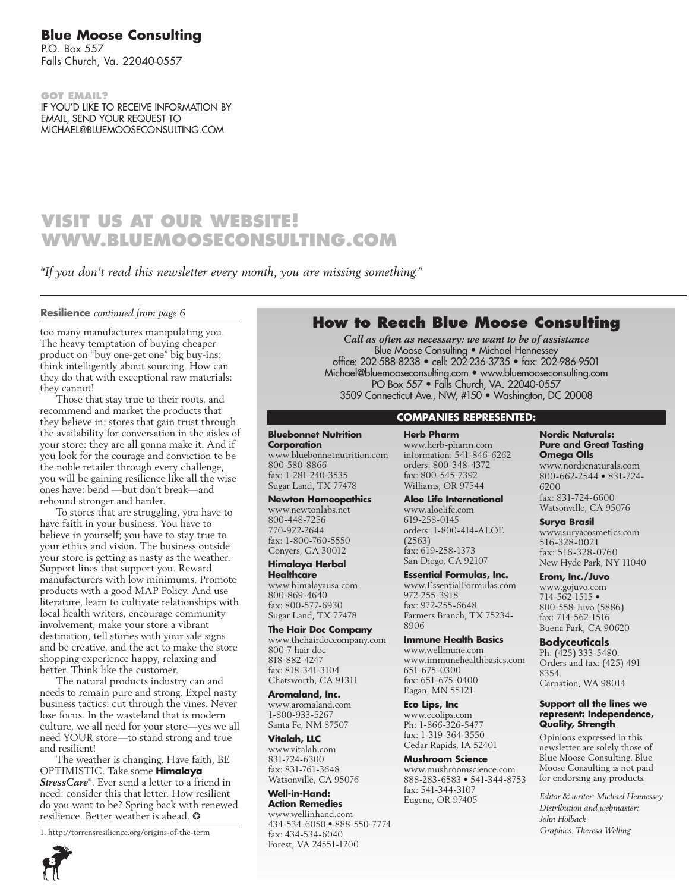**Blue Moose Consulting**
P.O. Box 557
Falls Church, Va. 22040-0557

**GOT EMAIL?**
IF YOU'D LIKE TO RECEIVE INFORMATION BY EMAIL, SEND YOUR REQUEST TO MICHAEL@BLUEMOOSECONSULTING.COM

## VISIT US AT OUR WEBSITE! WWW.BLUEMOOSECONSULTING.COM

*"If you don't read this newsletter every month, you are missing something."*

---

**Resilience** *continued from page 6*

too many manufactures manipulating you. The heavy temptation of buying cheaper product on "buy one-get one" big buy-ins: think intelligently about sourcing. How can they do that with exceptional raw materials: they cannot!

Those that stay true to their roots, and recommend and market the products that they believe in: stores that gain trust through the availability for conversation in the aisles of your store: they are all gonna make it. And if you look for the courage and conviction to be the noble retailer through every challenge, you will be gaining resilience like all the wise ones have: bend —but don't break—and rebound stronger and harder.

To stores that are struggling, you have to have faith in your business. You have to believe in yourself; you have to stay true to your ethics and vision. The business outside your store is getting as nasty as the weather. Support lines that support you. Reward manufacturers with low minimums. Promote products with a good MAP Policy. And use literature, learn to cultivate relationships with local health writers, encourage community involvement, make your store a vibrant destination, tell stories with your sale signs and be creative, and the act to make the store shopping experience happy, relaxing and better. Think like the customer.

The natural products industry can and needs to remain pure and strong. Expel nasty business tactics: cut through the vines. Never lose focus. In the wasteland that is modern culture, we all need for your store—yes we all need YOUR store—to stand strong and true and resilient!

The weather is changing. Have faith, BE OPTIMISTIC. Take some **Himalaya** ***StressCare***®. Ever send a letter to a friend in need: consider this that letter. How resilient do you want to be? Spring back with renewed resilience. Better weather is ahead. ✪

1. http://torrensresilience.org/origins-of-the-term

## How to Reach Blue Moose Consulting

***Call as often as necessary: we want to be of assistance***
Blue Moose Consulting • Michael Hennessey
office: 202-588-8238 • cell: 202-236-3735 • fax: 202-986-9501
Michael@bluemooseconsulting.com • www.bluemooseconsulting.com
PO Box 557 • Falls Church, VA. 22040-0557
3509 Connecticut Ave., NW, #150 • Washington, DC 20008

### COMPANIES REPRESENTED:

**Bluebonnet Nutrition Corporation**
www.bluebonnetnutrition.com
800-580-8866
fax: 1-281-240-3535
Sugar Land, TX 77478

**Newton Homeopathics**
www.newtonlabs.net
800-448-7256
770-922-2644
fax: 1-800-760-5550
Conyers, GA 30012

**Himalaya Herbal Healthcare**
www.himalayausa.com
800-869-4640
fax: 800-577-6930
Sugar Land, TX 77478

**The Hair Doc Company**
www.thehairdoccompany.com
800-7 hair doc
818-882-4247
fax: 818-341-3104
Chatsworth, CA 91311

**Aromaland, Inc.**
www.aromaland.com
1-800-933-5267
Santa Fe, NM 87507

**Vitalah, LLC**
www.vitalah.com
831-724-6300
fax: 831-761-3648
Watsonville, CA 95076

**Well-in-Hand: Action Remedies**
www.wellinhand.com
434-534-6050 • 888-550-7774
fax: 434-534-6040
Forest, VA 24551-1200

**Herb Pharm**
www.herb-pharm.com
information: 541-846-6262
orders: 800-348-4372
fax: 800-545-7392
Williams, OR 97544

**Aloe Life International**
www.aloelife.com
619-258-0145
orders: 1-800-414-ALOE (2563)
fax: 619-258-1373
San Diego, CA 92107

**Essential Formulas, Inc.**
www.EssentialFormulas.com
972-255-3918
fax: 972-255-6648
Farmers Branch, TX 75234-8906

**Immune Health Basics**
www.wellmune.com
www.immunehealthbasics.com
651-675-0300
fax: 651-675-0400
Eagan, MN 55121

**Eco Lips, Inc**
www.ecolips.com
Ph: 1-866-326-5477
fax: 1-319-364-3550
Cedar Rapids, IA 52401

**Mushroom Science**
www.mushroomscience.com
888-283-6583 • 541-344-8753
fax: 541-344-3107
Eugene, OR 97405

**Nordic Naturals: Pure and Great Tasting Omega OIls**
www.nordicnaturals.com
800-662-2544 • 831-724-6200
fax: 831-724-6600
Watsonville, CA 95076

**Surya Brasil**
www.suryacosmetics.com
516-328-0021
fax: 516-328-0760
New Hyde Park, NY 11040

**Erom, Inc./Juvo**
www.gojuvo.com
714-562-1515 •
800-558-Juvo (5886)
fax: 714-562-1516
Buena Park, CA 90620

**Bodyceuticals**
Ph: (425) 333-5480.
Orders and fax: (425) 491 8354.
Carnation, WA 98014

**Support all the lines we represent: Independence, Quality, Strength**

Opinions expressed in this newsletter are solely those of Blue Moose Consulting. Blue Moose Consulting is not paid for endorsing any products.

*Editor & writer: Michael Hennessey*
*Distribution and webmaster: John Holback*
*Graphics: Theresa Welling*